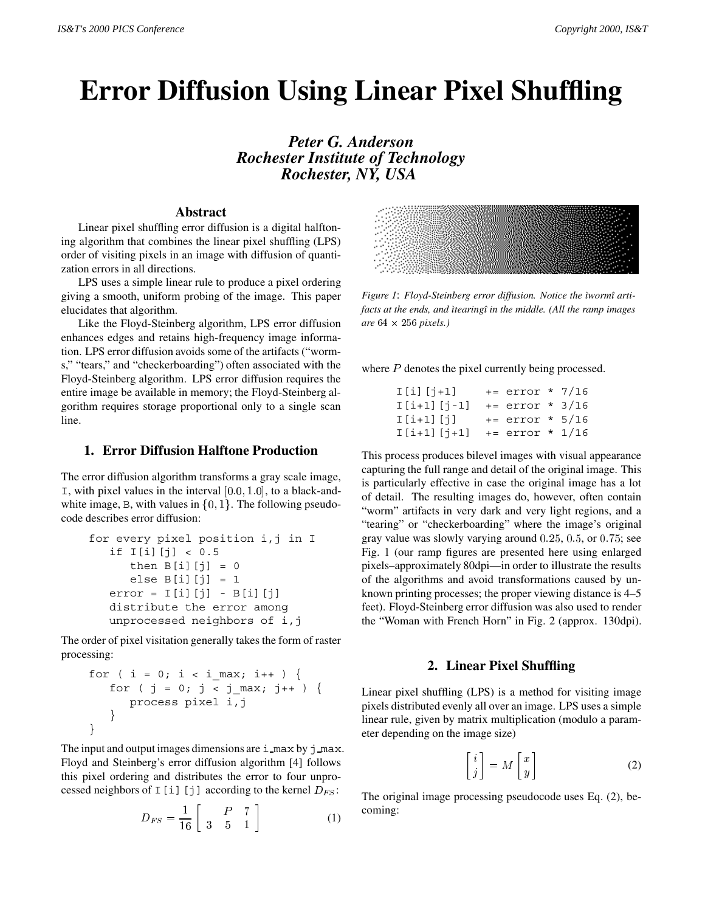# Error Diffusion Using Linear Pixel Shuffling

***Peter G. Anderson***
***Rochester Institute of Technology***
***Rochester, NY, USA***

## Abstract

Linear pixel shuffling error diffusion is a digital halftoning algorithm that combines the linear pixel shuffling (LPS) order of visiting pixels in an image with diffusion of quantization errors in all directions.

LPS uses a simple linear rule to produce a pixel ordering giving a smooth, uniform probing of the image. This paper elucidates that algorithm.

Like the Floyd-Steinberg algorithm, LPS error diffusion enhances edges and retains high-frequency image information. LPS error diffusion avoids some of the artifacts ("worms," "tears," and "checkerboarding") often associated with the Floyd-Steinberg algorithm. LPS error diffusion requires the entire image be available in memory; the Floyd-Steinberg algorithm requires storage proportional only to a single scan line.

## 1. Error Diffusion Halftone Production

The error diffusion algorithm transforms a gray scale image, I, with pixel values in the interval $[0.0, 1.0]$, to a black-and-white image, B, with values in $\{0, 1\}$. The following pseudocode describes error diffusion:

```
for every pixel position i,j in I
   if I[i][j] < 0.5
      then B[i][j] = 0
      else B[i][j] = 1
   error = I[i][j] - B[i][j]
   distribute the error among
   unprocessed neighbors of i,j
```

The order of pixel visitation generally takes the form of raster processing:

```
for ( i = 0; i < i_max; i++ ) {
   for ( j = 0; j < j_max; j++ ) {
      process pixel i,j
   }
}
```

The input and output images dimensions are i_max by j_max. Floyd and Steinberg's error diffusion algorithm [4] follows this pixel ordering and distributes the error to four unprocessed neighbors of I[i][j] according to the kernel $D_{FS}$:

$$D_{FS} = \frac{1}{16}\begin{bmatrix} & P & 7 \\ 3 & 5 & 1 \end{bmatrix} \tag{1}$$

where $P$ denotes the pixel currently processed.

```
I[i][j+1]     += error * 7/16
I[i+1][j-1]   += error * 3/16
I[i+1][j]     += error * 5/16
I[i+1][j+1]   += error * 1/16
```

*Figure 1: Floyd-Steinberg error diffusion. Notice the "worm" artifacts at the ends, and "tearing" in the middle. (All the ramp images are $64 \times 256$ pixels.)*

This process produces bilevel images with visual appearance capturing the full range and detail of the original image. This is particularly effective in case the original image has a lot of detail. The resulting images do, however, often contain "worm" artifacts in very dark and very light regions, and a "tearing" or "checkerboarding" where the image's original gray value was slowly varying around $0.25$, $0.5$, or $0.75$; see Fig. 1 (our ramp figures are presented here using enlarged pixels–approximately 80dpi—in order to illustrate the results of the algorithms and avoid transformations caused by unknown printing processes; the proper viewing distance is 4–5 feet). Floyd-Steinberg error diffusion was also used to render the "Woman with French Horn" in Fig. 2 (approx. 130dpi).

## 2. Linear Pixel Shuffling

Linear pixel shuffling (LPS) is a method for visiting image pixels distributed evenly all over an image. LPS uses a simple linear rule, given by matrix multiplication (modulo a parameter depending on the image size)

$$\begin{bmatrix} i \\ j \end{bmatrix} = M \begin{bmatrix} x \\ y \end{bmatrix} \tag{2}$$

The original image processing pseudocode uses Eq. (2), becoming: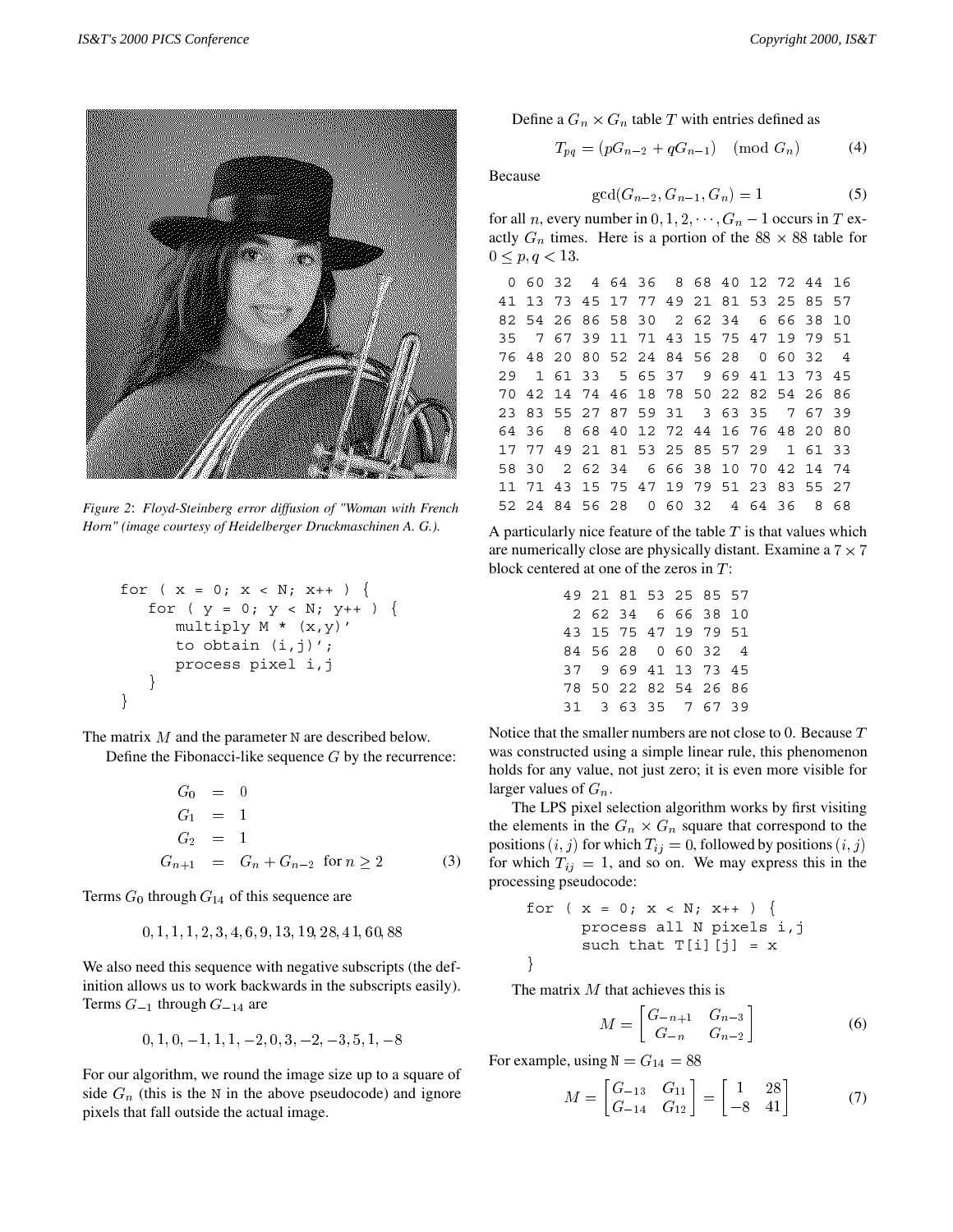*Figure 2: Floyd-Steinberg error diffusion of "Woman with French Horn" (image courtesy of Heidelberger Druckmaschinen A. G.).*

```
for ( x = 0; x < N; x++ ) {
   for ( y = 0; y < N; y++ ) {
      multiply M * (x,y)'
      to obtain (i,j)';
      process pixel i,j
   }
}
```

The matrix $M$ and the parameter N are described below.

Define the Fibonacci-like sequence $G$ by the recurrence:

$$
\begin{aligned}
G_0 &= 0 \\
G_1 &= 1 \\
G_2 &= 1 \\
G_{n+1} &= G_n + G_{n-2} \quad \text{for } n \geq 2
\end{aligned}
\tag{3}
$$

Terms $G_0$ through $G_{14}$ of this sequence are

$$0, 1, 1, 1, 2, 3, 4, 6, 9, 13, 19, 28, 41, 60, 88$$

We also need this sequence with negative subscripts (the definition allows us to work backwards in the subscripts easily). Terms $G_{-1}$ through $G_{-14}$ are

$$0, 1, 0, -1, 1, 1, -2, 0, 3, -2, -3, 5, 1, -8$$

For our algorithm, we round the image size up to a square of side $G_n$ (this is the N in the above pseudocode) and ignore pixels that fall outside the actual image.

Define a $G_n \times G_n$ table $T$ with entries defined as

$$T_{pq} = (pG_{n-2} + qG_{n-1}) \pmod{G_n} \tag{4}$$

Because

$$\gcd(G_{n-2}, G_{n-1}, G_n) = 1 \tag{5}$$

for all $n$, every number in $0, 1, 2, \cdots, G_n - 1$ occurs in $T$ exactly $G_n$ times. Here is a portion of the $88 \times 88$ table for $0 \leq p, q < 13$.

```
 0 60 32  4 64 36  8 68 40 12 72 44 16
41 13 73 45 17 77 49 21 81 53 25 85 57
82 54 26 86 58 30  2 62 34  6 66 38 10
35  7 67 39 11 71 43 15 75 47 19 79 51
76 48 20 80 52 24 84 56 28  0 60 32  4
29  1 61 33  5 65 37  9 69 41 13 73 45
70 42 14 74 46 18 78 50 22 82 54 26 86
23 83 55 27 87 59 31  3 63 35  7 67 39
64 36  8 68 40 12 72 44 16 76 48 20 80
17 77 49 21 81 53 25 85 57 29  1 61 33
58 30  2 62 34  6 66 38 10 70 42 14 74
11 71 43 15 75 47 19 79 51 23 83 55 27
52 24 84 56 28  0 60 32  4 64 36  8 68
```

A particularly nice feature of the table $T$ is that values which are numerically close are physically distant. Examine a $7 \times 7$ block centered at one of the zeros in $T$:

```
49 21 81 53 25 85 57
 2 62 34  6 66 38 10
43 15 75 47 19 79 51
84 56 28  0 60 32  4
37  9 69 41 13 73 45
78 50 22 82 54 26 86
31  3 63 35  7 67 39
```

Notice that the smaller numbers are not close to 0. Because $T$ was constructed using a simple linear rule, this phenomenon holds for any value, not just zero; it is even more visible for larger values of $G_n$.

The LPS pixel selection algorithm works by first visiting the elements in the $G_n \times G_n$ square that correspond to the positions $(i, j)$ for which $T_{ij} = 0$, followed by positions $(i, j)$ for which $T_{ij} = 1$, and so on. We may express this in the processing pseudocode:

```
for ( x = 0; x < N; x++ ) {
      process all N pixels i,j
      such that T[i][j] = x
}
```

The matrix $M$ that achieves this is

$$M = \begin{bmatrix} G_{-n+1} & G_{n-3} \\ G_{-n} & G_{n-2} \end{bmatrix} \tag{6}$$

For example, using $\mathtt{N} = G_{14} = 88$

$$M = \begin{bmatrix} G_{-13} & G_{11} \\ G_{-14} & G_{12} \end{bmatrix} = \begin{bmatrix} 1 & 28 \\ -8 & 41 \end{bmatrix} \tag{7}$$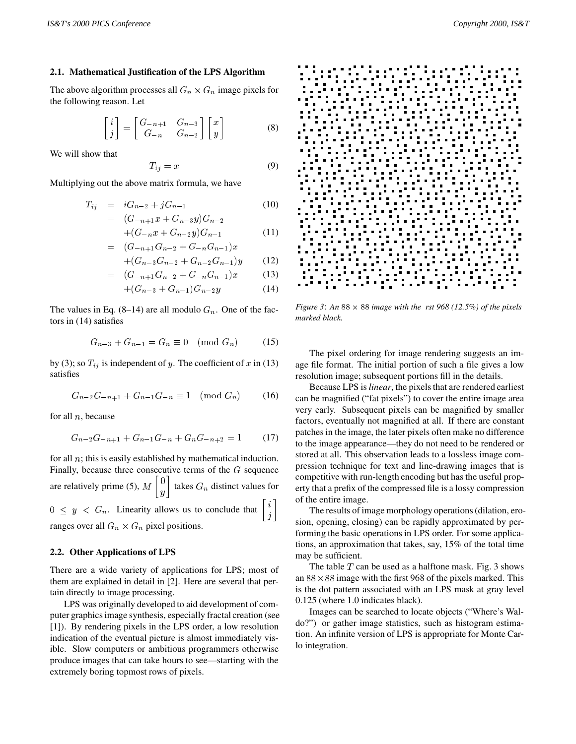### 2.1. Mathematical Justification of the LPS Algorithm

The above algorithm processes all $G_n \times G_n$ image pixels for the following reason. Let

$$\begin{bmatrix} i \\ j \end{bmatrix} = \begin{bmatrix} G_{-n+1} & G_{n-3} \\ G_{-n} & G_{n-2} \end{bmatrix} \begin{bmatrix} x \\ y \end{bmatrix} \tag{8}$$

We will show that

$$T_{ij} = x \tag{9}$$

Multiplying out the above matrix formula, we have

$$\begin{aligned} T_{ij} &= iG_{n-2} + jG_{n-1} && (10)\\ &= (G_{-n+1}x + G_{n-3}y)G_{n-2} \\ &\quad +(G_{-n}x + G_{n-2}y)G_{n-1} && (11)\\ &= (G_{-n+1}G_{n-2} + G_{-n}G_{n-1})x \\ &\quad +(G_{n-3}G_{n-2} + G_{n-2}G_{n-1})y && (12)\\ &= (G_{-n+1}G_{n-2} + G_{-n}G_{n-1})x && (13)\\ &\quad +(G_{n-3} + G_{n-1})G_{n-2}y && (14) \end{aligned}$$

The values in Eq. (8–14) are all modulo $G_n$. One of the factors in (14) satisfies

$$G_{n-3} + G_{n-1} = G_n \equiv 0 \pmod{G_n} \tag{15}$$

by (3); so $T_{ij}$ is independent of $y$. The coefficient of $x$ in (13) satisfies

$$G_{n-2}G_{-n+1} + G_{n-1}G_{-n} \equiv 1 \pmod{G_n} \tag{16}$$

for all $n$, because

$$G_{n-2}G_{-n+1} + G_{n-1}G_{-n} + G_nG_{-n+2} = 1 \tag{17}$$

for all $n$; this is easily established by mathematical induction. Finally, because three consecutive terms of the $G$ sequence are relatively prime (5), $M \begin{bmatrix} 0 \\ y \end{bmatrix}$ takes $G_n$ distinct values for $0 \le y < G_n$. Linearity allows us to conclude that $\begin{bmatrix} i \\ j \end{bmatrix}$ ranges over all $G_n \times G_n$ pixel positions.

### 2.2. Other Applications of LPS

There are a wide variety of applications for LPS; most of them are explained in detail in [2]. Here are several that pertain directly to image processing.

LPS was originally developed to aid development of computer graphics image synthesis, especially fractal creation (see [1]). By rendering pixels in the LPS order, a low resolution indication of the eventual picture is almost immediately visible. Slow computers or ambitious programmers otherwise produce images that can take hours to see—starting with the extremely boring topmost rows of pixels.

*Figure 3: An $88 \times 88$ image with the rst 968 (12.5%) of the pixels marked black.*

The pixel ordering for image rendering suggests an image file format. The initial portion of such a file gives a low resolution image; subsequent portions fill in the details.

Because LPS is *linear*, the pixels that are rendered earliest can be magnified ("fat pixels") to cover the entire image area very early. Subsequent pixels can be magnified by smaller factors, eventually not magnified at all. If there are constant patches in the image, the later pixels often make no difference to the image appearance—they do not need to be rendered or stored at all. This observation leads to a lossless image compression technique for text and line-drawing images that is competitive with run-length encoding but has the useful property that a prefix of the compressed file is a lossy compression of the entire image.

The results of image morphology operations (dilation, erosion, opening, closing) can be rapidly approximated by performing the basic operations in LPS order. For some applications, an approximation that takes, say, 15% of the total time may be sufficient.

The table $T$ can be used as a halftone mask. Fig. 3 shows an $88 \times 88$ image with the first 968 of the pixels marked. This is the dot pattern associated with an LPS mask at gray level 0.125 (where 1.0 indicates black).

Images can be searched to locate objects ("Where's Waldo?") or gather image statistics, such as histogram estimation. An infinite version of LPS is appropriate for Monte Carlo integration.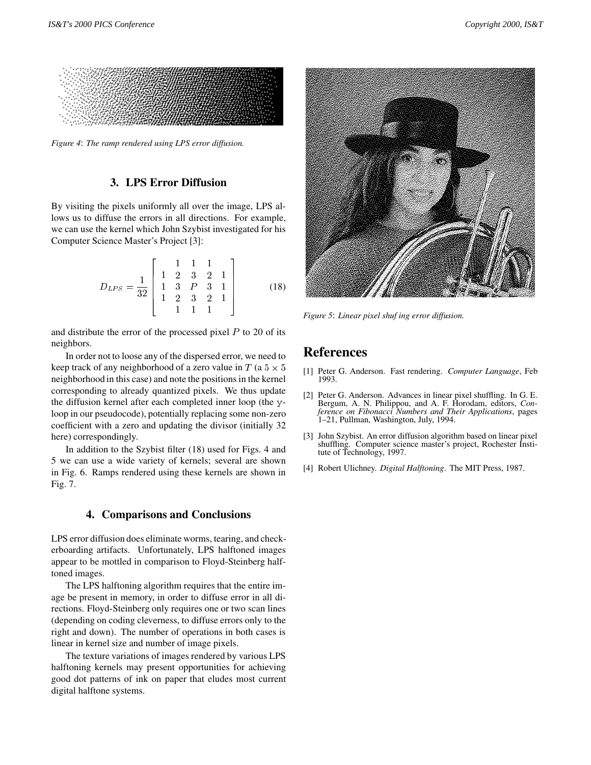*Figure 4*: *The ramp rendered using LPS error diffusion.*

## 3. LPS Error Diffusion

By visiting the pixels uniformly all over the image, LPS allows us to diffuse the errors in all directions. For example, we can use the kernel which John Szybist investigated for his Computer Science Master's Project [3]:

$$D_{LPS} = \frac{1}{32} \begin{bmatrix} & 1 & 1 & 1 & \\ 1 & 2 & 3 & 2 & 1 \\ 1 & 3 & P & 3 & 1 \\ 1 & 2 & 3 & 2 & 1 \\ & 1 & 1 & 1 & \end{bmatrix} \tag{18}$$

and distribute the error of the processed pixel $P$ to 20 of its neighbors.

In order not to loose any of the dispersed error, we need to keep track of any neighborhood of a zero value in $T$ (a $5 \times 5$ neighborhood in this case) and note the positions in the kernel corresponding to already quantized pixels. We thus update the diffusion kernel after each completed inner loop (the y-loop in our pseudocode), potentially replacing some non-zero coefficient with a zero and updating the divisor (initially 32 here) correspondingly.

In addition to the Szybist filter (18) used for Figs. 4 and 5 we can use a wide variety of kernels; several are shown in Fig. 6. Ramps rendered using these kernels are shown in Fig. 7.

## 4. Comparisons and Conclusions

LPS error diffusion does eliminate worms, tearing, and checkerboarding artifacts. Unfortunately, LPS halftoned images appear to be mottled in comparison to Floyd-Steinberg halftoned images.

The LPS halftoning algorithm requires that the entire image be present in memory, in order to diffuse error in all directions. Floyd-Steinberg only requires one or two scan lines (depending on coding cleverness, to diffuse errors only to the right and down). The number of operations in both cases is linear in kernel size and number of image pixels.

The texture variations of images rendered by various LPS halftoning kernels may present opportunities for achieving good dot patterns of ink on paper that eludes most current digital halftone systems.

*Figure 5*: *Linear pixel shuf ing error diffusion.*

# References

[1] Peter G. Anderson. Fast rendering. *Computer Language*, Feb 1993.

[2] Peter G. Anderson. Advances in linear pixel shuffling. In G. E. Bergum, A. N. Philippou, and A. F. Horodam, editors, *Conference on Fibonacci Numbers and Their Applications*, pages 1–21, Pullman, Washington, July, 1994.

[3] John Szybist. An error diffusion algorithm based on linear pixel shuffling. Computer science master's project, Rochester Institute of Technology, 1997.

[4] Robert Ulichney. *Digital Halftoning*. The MIT Press, 1987.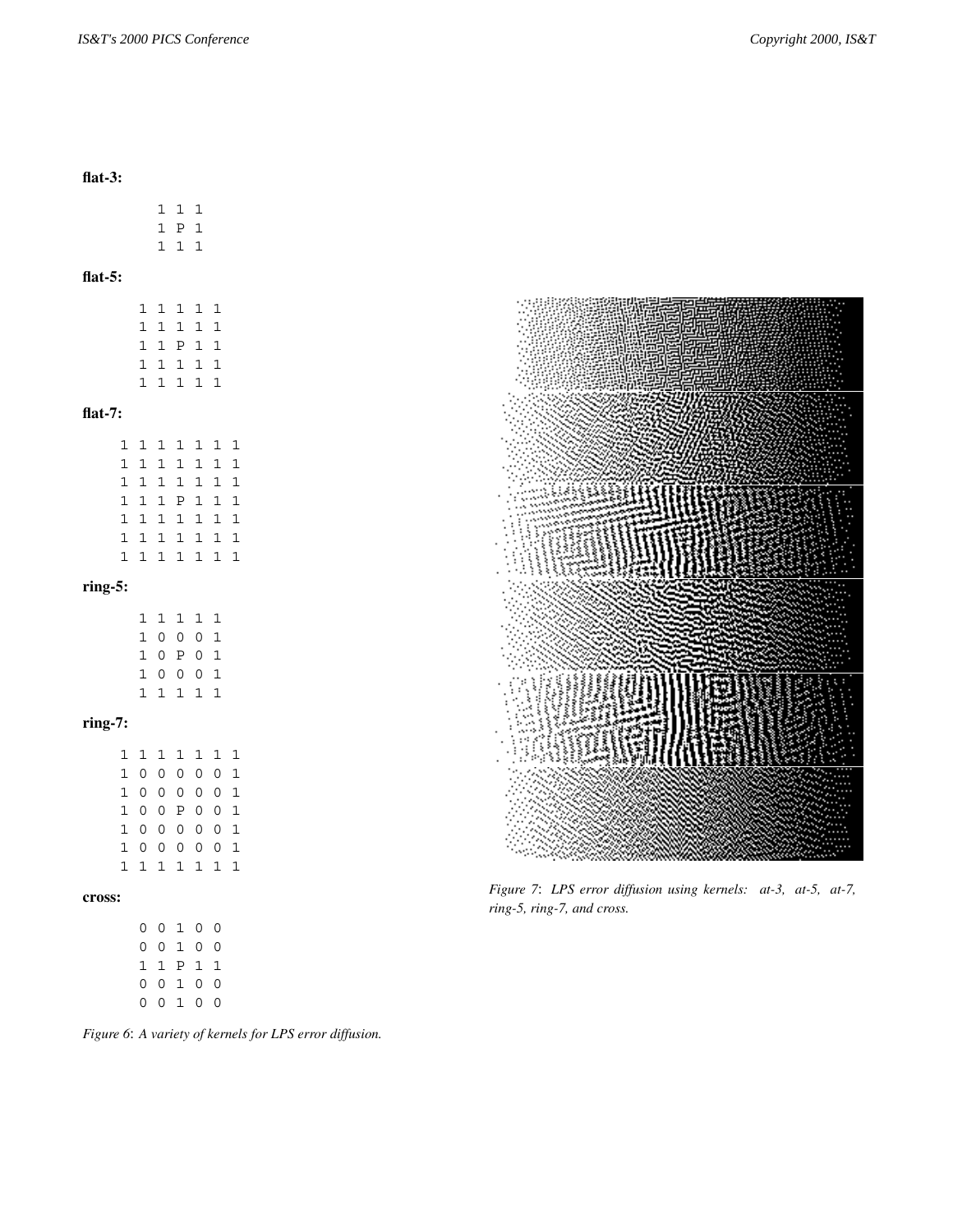**flat-3:**

```
1 1 1
1 P 1
1 1 1
```

**flat-5:**

```
1 1 1 1 1
1 1 1 1 1
1 1 P 1 1
1 1 1 1 1
1 1 1 1 1
```

**flat-7:**

```
1 1 1 1 1 1 1
1 1 1 1 1 1 1
1 1 1 1 1 1 1
1 1 1 P 1 1 1
1 1 1 1 1 1 1
1 1 1 1 1 1 1
1 1 1 1 1 1 1
```

**ring-5:**

```
1 1 1 1 1
1 0 0 0 1
1 0 P 0 1
1 0 0 0 1
1 1 1 1 1
```

**ring-7:**

```
1 1 1 1 1 1 1
1 0 0 0 0 0 1
1 0 0 0 0 0 1
1 0 0 P 0 0 1
1 0 0 0 0 0 1
1 0 0 0 0 0 1
1 1 1 1 1 1 1
```

**cross:**

```
0 0 1 0 0
0 0 1 0 0
1 1 P 1 1
0 0 1 0 0
0 0 1 0 0
```

*Figure 6*: *A variety of kernels for LPS error diffusion.*

*Figure 7*: *LPS error diffusion using kernels: at-3, at-5, at-7, ring-5, ring-7, and cross.*